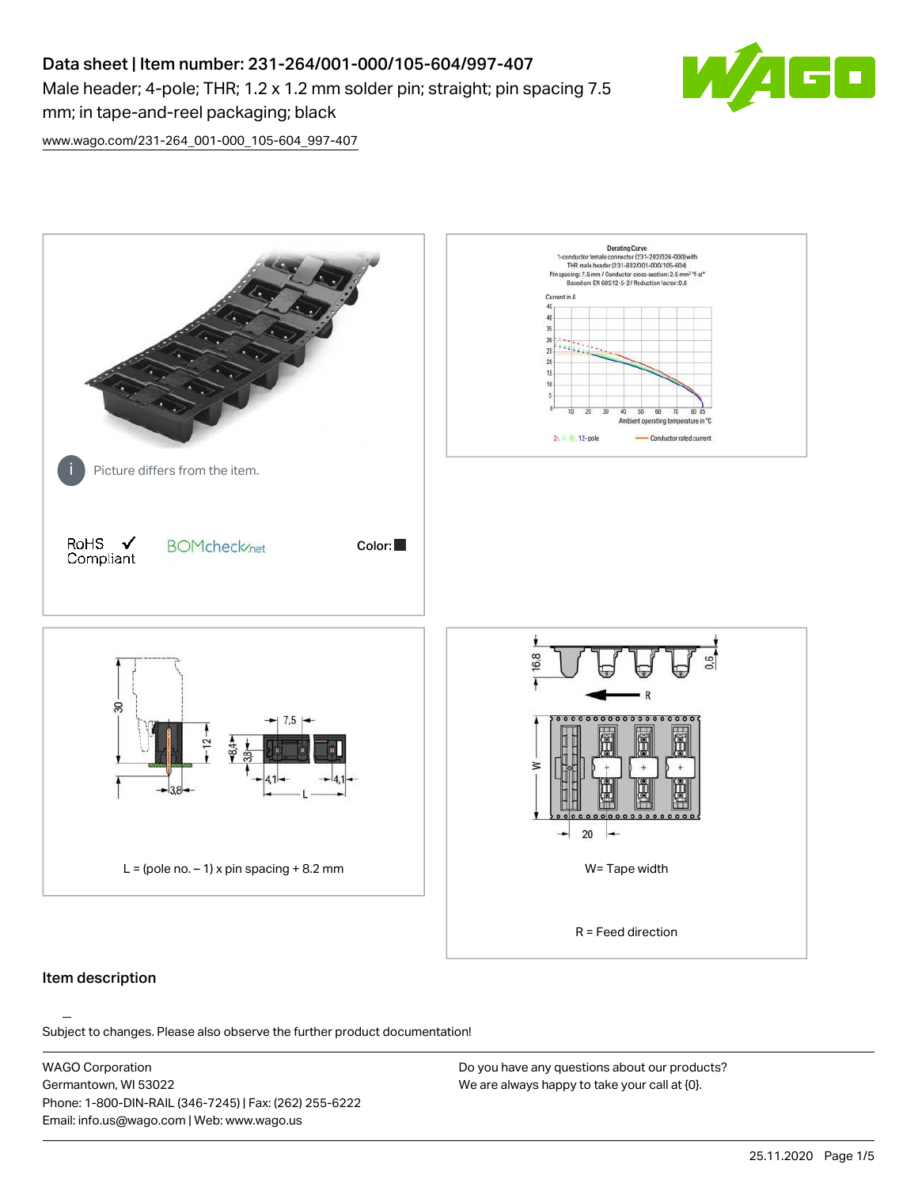# Data sheet | Item number: 231-264/001-000/105-604/997-407

Male header; 4-pole; THR; 1.2 x 1.2 mm solder pin; straight; pin spacing 7.5 mm; in tape-and-reel packaging; black

www.wago.com/231-264_001-000_105-604_997-407

Picture differs from the item.

RoHS Compliant ✓

BOMcheck.net

Color: ■

Derating Curve
1-conductor female connector (231-202/026-000) with THR male header (231-832/001-000/105-604)
Pin spacing: 7.5 mm / Conductor cross-section: 2.5 mm² "f-st"
Based on: EN 60512-5-2 / Reduction factor: 0.8

Current in A

Ambient operating temperature in °C

2-, 4-, 8-, 12-pole — Conductor rated current

L = (pole no. – 1) x pin spacing + 8.2 mm

W= Tape width

R = Feed direction

## Item description

Subject to changes. Please also observe the further product documentation!

WAGO Corporation
Germantown, WI 53022
Phone: 1-800-DIN-RAIL (346-7245) | Fax: (262) 255-6222
Email: info.us@wago.com | Web: www.wago.us

Do you have any questions about our products?
We are always happy to take your call at {0}.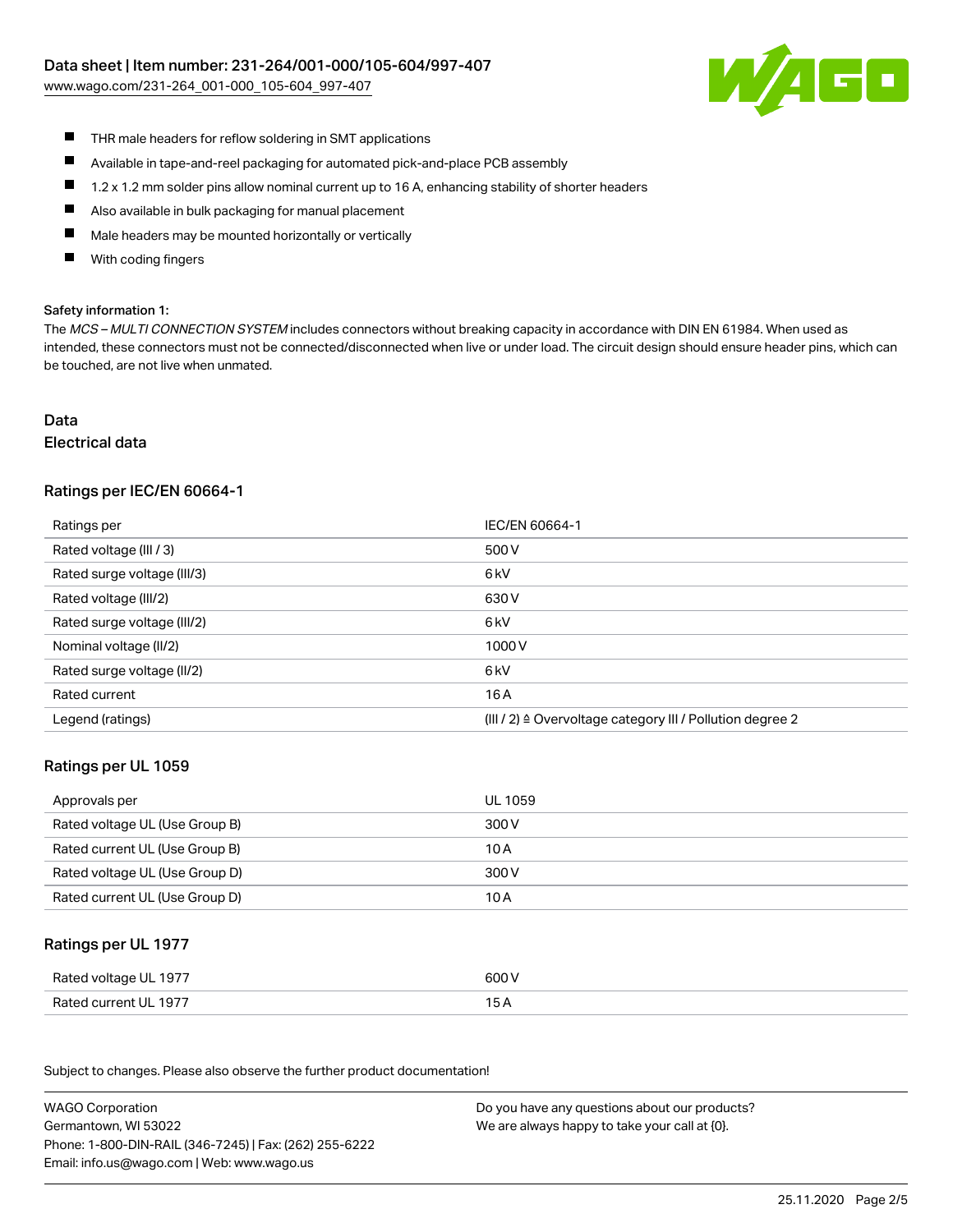- THR male headers for reflow soldering in SMT applications
- Available in tape-and-reel packaging for automated pick-and-place PCB assembly
- 1.2 x 1.2 mm solder pins allow nominal current up to 16 A, enhancing stability of shorter headers
- Also available in bulk packaging for manual placement
- Male headers may be mounted horizontally or vertically
- With coding fingers

#### Safety information 1:

The *MCS – MULTI CONNECTION SYSTEM* includes connectors without breaking capacity in accordance with DIN EN 61984. When used as intended, these connectors must not be connected/disconnected when live or under load. The circuit design should ensure header pins, which can be touched, are not live when unmated.

## Data

### Electrical data

#### Ratings per IEC/EN 60664-1

| Ratings per | IEC/EN 60664-1 |
|---|---|
| Rated voltage (III / 3) | 500 V |
| Rated surge voltage (III/3) | 6 kV |
| Rated voltage (III/2) | 630 V |
| Rated surge voltage (III/2) | 6 kV |
| Nominal voltage (II/2) | 1000 V |
| Rated surge voltage (II/2) | 6 kV |
| Rated current | 16 A |
| Legend (ratings) | (III / 2) ≙ Overvoltage category III / Pollution degree 2 |

#### Ratings per UL 1059

| Approvals per | UL 1059 |
|---|---|
| Rated voltage UL (Use Group B) | 300 V |
| Rated current UL (Use Group B) | 10 A |
| Rated voltage UL (Use Group D) | 300 V |
| Rated current UL (Use Group D) | 10 A |

#### Ratings per UL 1977

| | |
|---|---|
| Rated voltage UL 1977 | 600 V |
| Rated current UL 1977 | 15 A |

Subject to changes. Please also observe the further product documentation!

WAGO Corporation
Germantown, WI 53022
Phone: 1-800-DIN-RAIL (346-7245) | Fax: (262) 255-6222
Email: info.us@wago.com | Web: www.wago.us

Do you have any questions about our products?
We are always happy to take your call at {0}.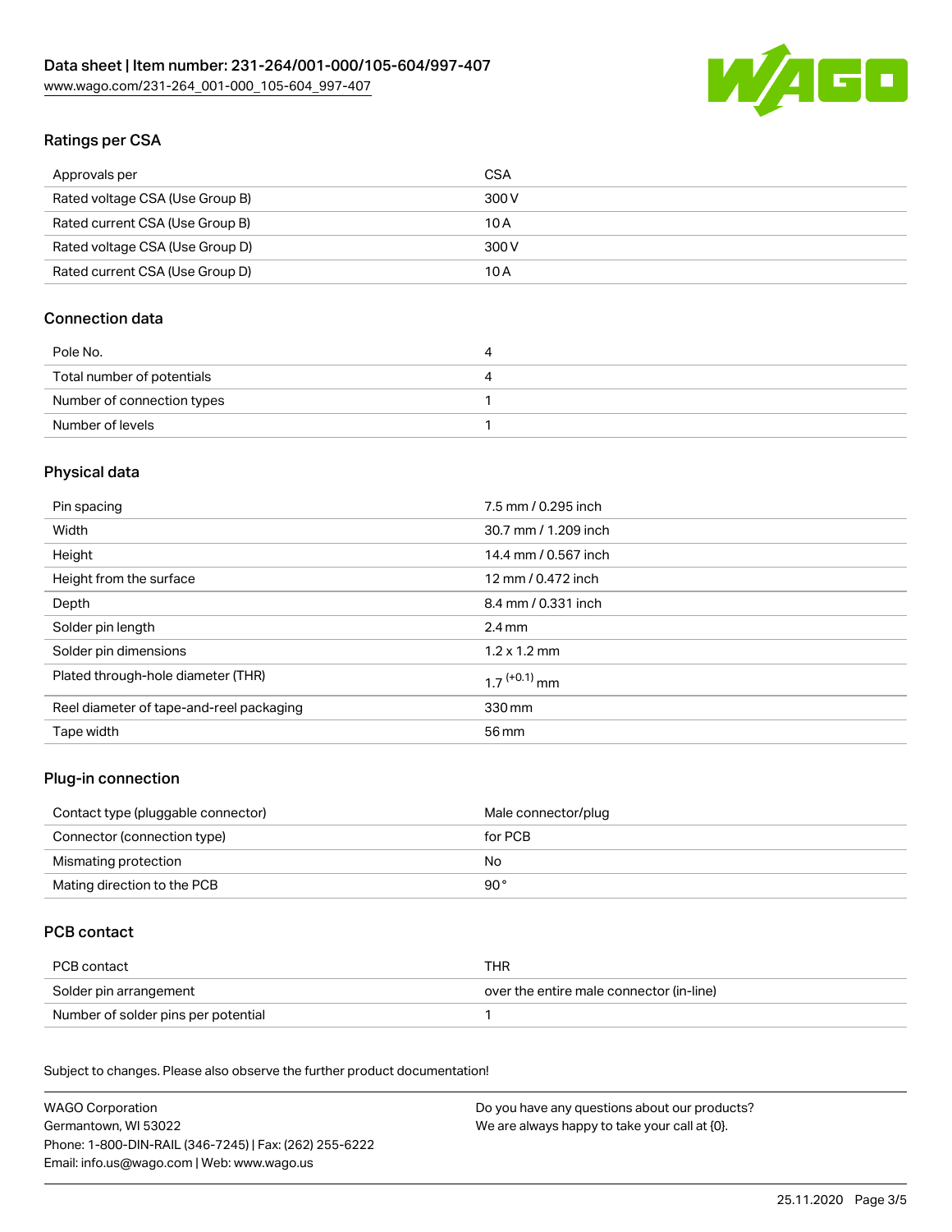## Ratings per CSA

| Approvals per | CSA |
| --- | --- |
| Rated voltage CSA (Use Group B) | 300 V |
| Rated current CSA (Use Group B) | 10 A |
| Rated voltage CSA (Use Group D) | 300 V |
| Rated current CSA (Use Group D) | 10 A |

## Connection data

| Pole No. | 4 |
| --- | --- |
| Total number of potentials | 4 |
| Number of connection types | 1 |
| Number of levels | 1 |

## Physical data

| Pin spacing | 7.5 mm / 0.295 inch |
| --- | --- |
| Width | 30.7 mm / 1.209 inch |
| Height | 14.4 mm / 0.567 inch |
| Height from the surface | 12 mm / 0.472 inch |
| Depth | 8.4 mm / 0.331 inch |
| Solder pin length | 2.4 mm |
| Solder pin dimensions | 1.2 x 1.2 mm |
| Plated through-hole diameter (THR) | $1.7^{(+0.1)}$ mm |
| Reel diameter of tape-and-reel packaging | 330 mm |
| Tape width | 56 mm |

## Plug-in connection

| Contact type (pluggable connector) | Male connector/plug |
| --- | --- |
| Connector (connection type) | for PCB |
| Mismating protection | No |
| Mating direction to the PCB | 90° |

## PCB contact

| PCB contact | THR |
| --- | --- |
| Solder pin arrangement | over the entire male connector (in-line) |
| Number of solder pins per potential | 1 |

Subject to changes. Please also observe the further product documentation!

WAGO Corporation
Germantown, WI 53022
Phone: 1-800-DIN-RAIL (346-7245) | Fax: (262) 255-6222
Email: info.us@wago.com | Web: www.wago.us

Do you have any questions about our products?
We are always happy to take your call at {0}.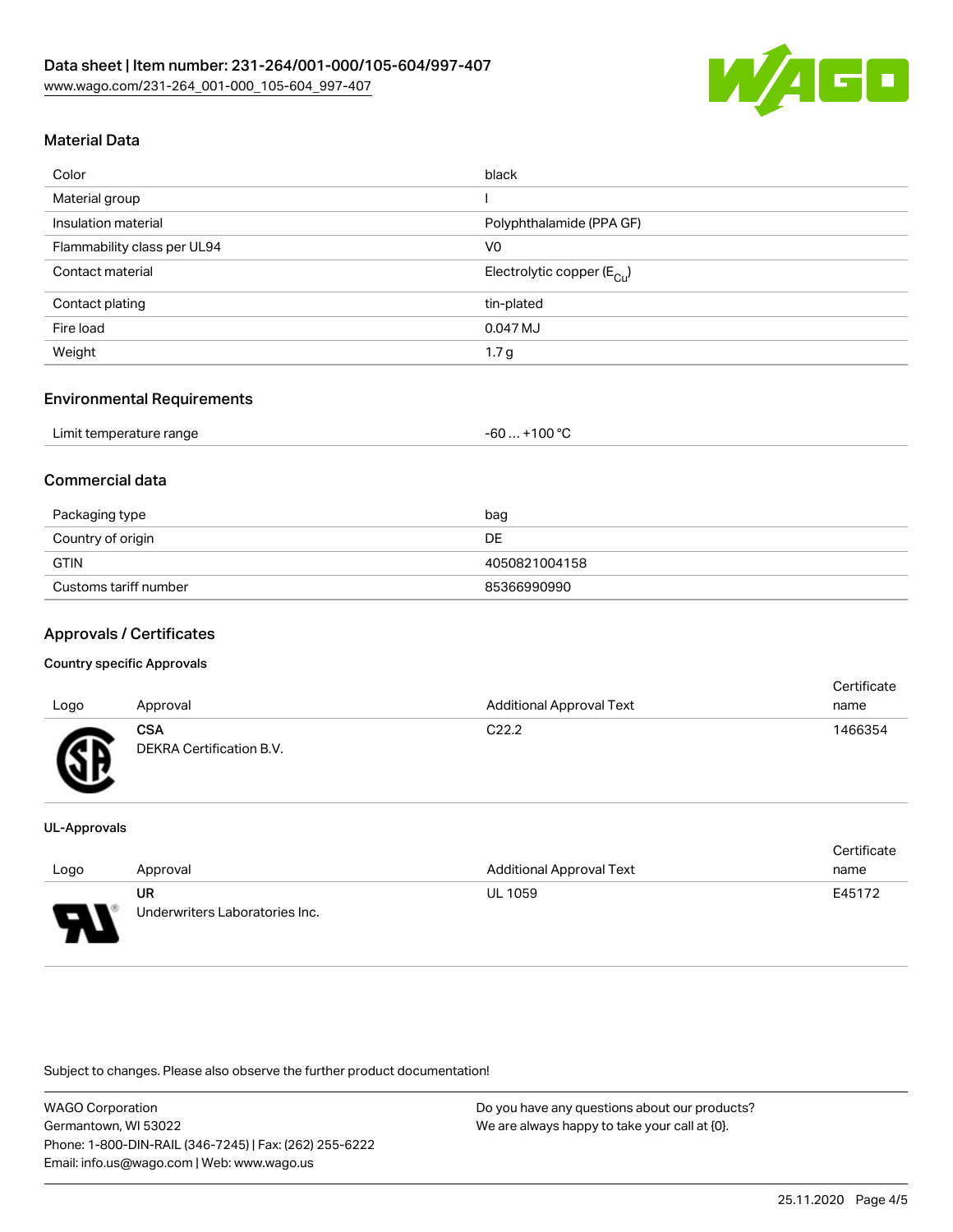## Material Data

| | |
|---|---|
| Color | black |
| Material group | I |
| Insulation material | Polyphthalamide (PPA GF) |
| Flammability class per UL94 | V0 |
| Contact material | Electrolytic copper ($E_{Cu}$) |
| Contact plating | tin-plated |
| Fire load | 0.047 MJ |
| Weight | 1.7 g |

## Environmental Requirements

| | |
|---|---|
| Limit temperature range | -60 … +100 °C |

## Commercial data

| | |
|---|---|
| Packaging type | bag |
| Country of origin | DE |
| GTIN | 4050821004158 |
| Customs tariff number | 85366990990 |

## Approvals / Certificates

### Country specific Approvals

| Logo | Approval | Additional Approval Text | Certificate name |
|---|---|---|---|
| | **CSA** DEKRA Certification B.V. | C22.2 | 1466354 |

### UL-Approvals

| Logo | Approval | Additional Approval Text | Certificate name |
|---|---|---|---|
| | **UR** Underwriters Laboratories Inc. | UL 1059 | E45172 |

Subject to changes. Please also observe the further product documentation!

WAGO Corporation
Germantown, WI 53022
Phone: 1-800-DIN-RAIL (346-7245) | Fax: (262) 255-6222
Email: info.us@wago.com | Web: www.wago.us

Do you have any questions about our products?
We are always happy to take your call at {0}.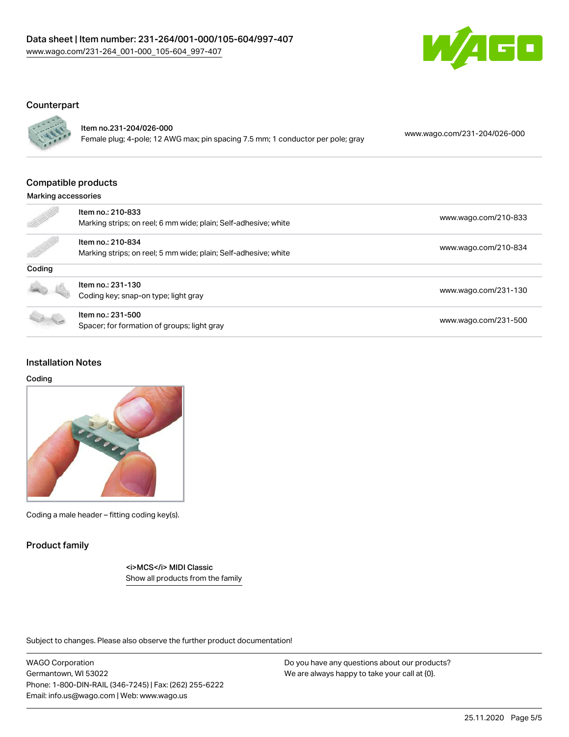## Counterpart

Item no.231-204/026-000
Female plug; 4-pole; 12 AWG max; pin spacing 7.5 mm; 1 conductor per pole; gray
www.wago.com/231-204/026-000

## Compatible products

### Marking accessories

| | |
|---|---|
| Item no.: 210-833<br>Marking strips; on reel; 6 mm wide; plain; Self-adhesive; white | www.wago.com/210-833 |
| Item no.: 210-834<br>Marking strips; on reel; 5 mm wide; plain; Self-adhesive; white | www.wago.com/210-834 |

### Coding

| | |
|---|---|
| Item no.: 231-130<br>Coding key; snap-on type; light gray | www.wago.com/231-130 |
| Item no.: 231-500<br>Spacer; for formation of groups; light gray | www.wago.com/231-500 |

## Installation Notes

### Coding

Coding a male header – fitting coding key(s).

## Product family

<i>MCS</i> MIDI Classic
Show all products from the family

Subject to changes. Please also observe the further product documentation!

WAGO Corporation
Germantown, WI 53022
Phone: 1-800-DIN-RAIL (346-7245) | Fax: (262) 255-6222
Email: info.us@wago.com | Web: www.wago.us

Do you have any questions about our products?
We are always happy to take your call at {0}.